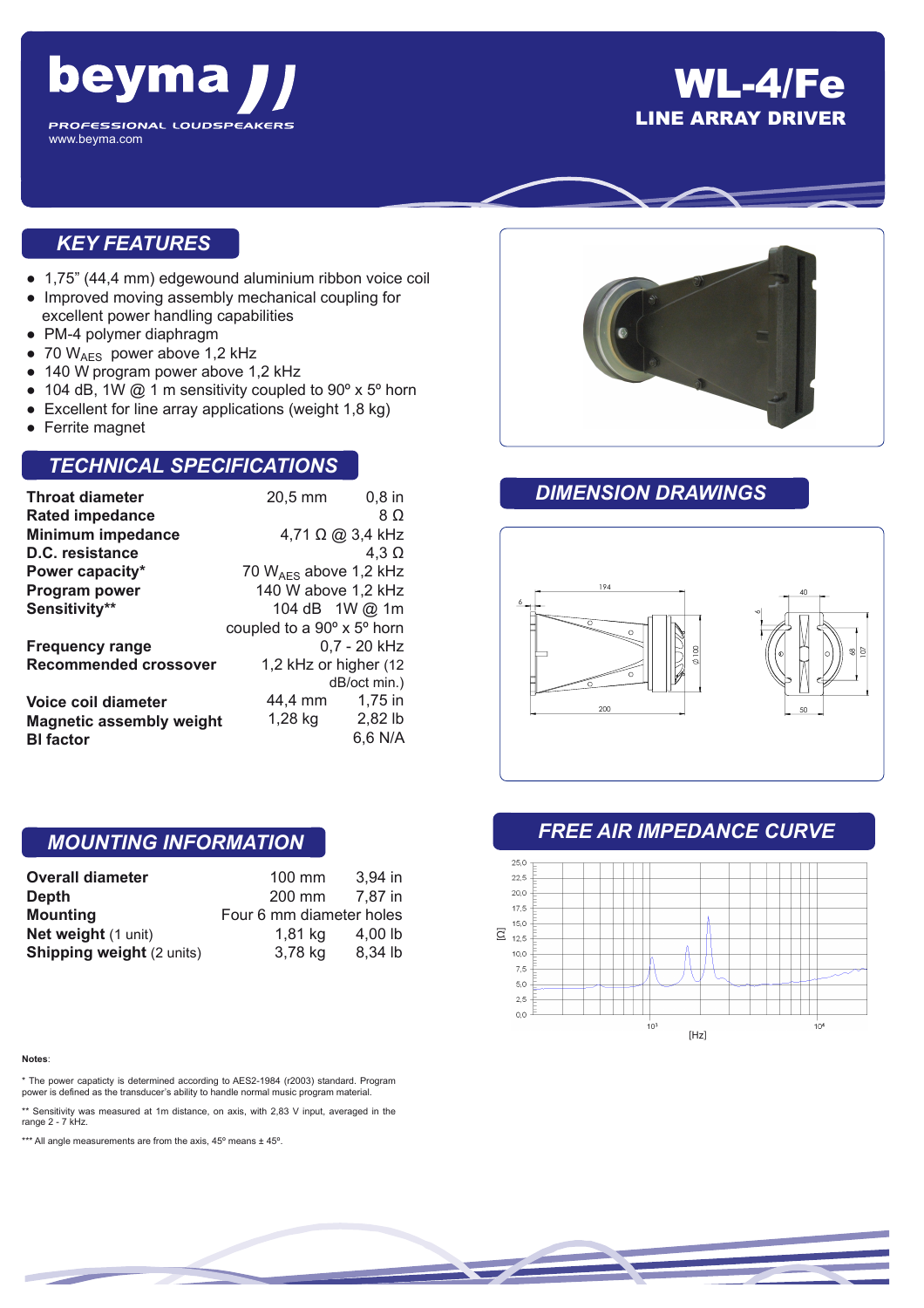# beyma

PROFESSIONAL LOUDSPEAKERS
www.beyma.com

# WL-4/Fe

## LINE ARRAY DRIVER

## KEY FEATURES

- 1,75" (44,4 mm) edgewound aluminium ribbon voice coil
- Improved moving assembly mechanical coupling for excellent power handling capabilities
- PM-4 polymer diaphragm
- 70 $W_{AES}$ power above 1,2 kHz
- 140 W program power above 1,2 kHz
- 104 dB, 1W @ 1 m sensitivity coupled to 90º x 5º horn
- Excellent for line array applications (weight 1,8 kg)
- Ferrite magnet

## TECHNICAL SPECIFICATIONS

| | | |
|---|---|---|
| **Throat diameter** | 20,5 mm | 0,8 in |
| **Rated impedance** | | 8 Ω |
| **Minimum impedance** | | 4,71 Ω @ 3,4 kHz |
| **D.C. resistance** | | 4,3 Ω |
| **Power capacity*** | | 70 $W_{AES}$ above 1,2 kHz |
| **Program power** | | 140 W above 1,2 kHz |
| **Sensitivity**** | | 104 dB 1W @ 1m coupled to a 90º x 5º horn |
| **Frequency range** | | 0,7 - 20 kHz |
| **Recommended crossover** | | 1,2 kHz or higher (12 dB/oct min.) |
| **Voice coil diameter** | 44,4 mm | 1,75 in |
| **Magnetic assembly weight** | 1,28 kg | 2,82 lb |
| **Bl factor** | | 6,6 N/A |

## DIMENSION DRAWINGS

## MOUNTING INFORMATION

| | | |
|---|---|---|
| **Overall diameter** | 100 mm | 3,94 in |
| **Depth** | 200 mm | 7,87 in |
| **Mounting** | Four 6 mm diameter holes | |
| **Net weight** (1 unit) | 1,81 kg | 4,00 lb |
| **Shipping weight** (2 units) | 3,78 kg | 8,34 lb |

## FREE AIR IMPEDANCE CURVE

**Notes**:

* The power capacticy is determined according to AES2-1984 (r2003) standard. Program power is defined as the transducer's ability to handle normal music program material.

** Sensitivity was measured at 1m distance, on axis, with 2,83 V input, averaged in the range 2 - 7 kHz.

*** All angle measurements are from the axis, 45º means ± 45º.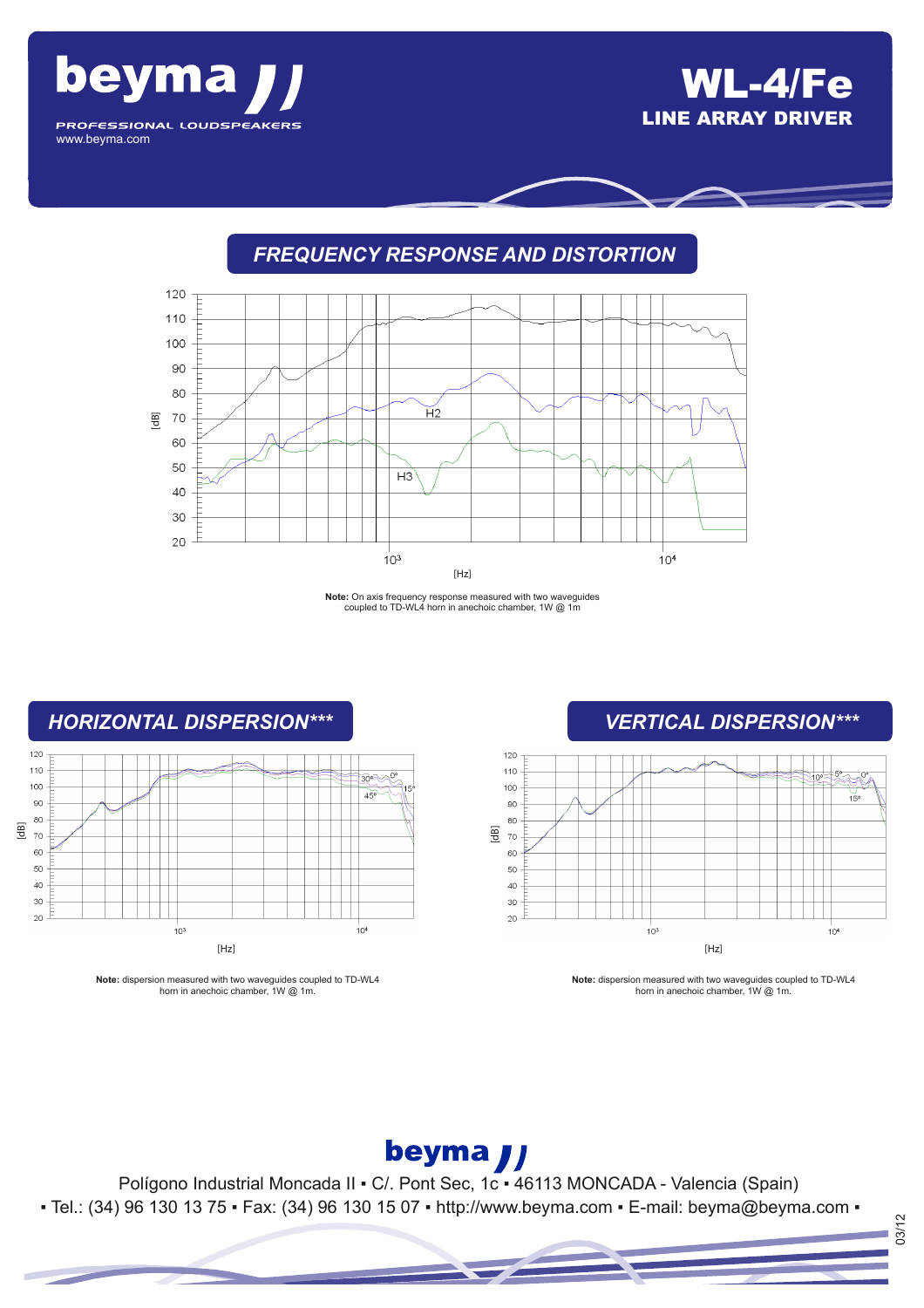beyma

PROFESSIONAL LOUDSPEAKERS

www.beyma.com

# WL-4/Fe

## LINE ARRAY DRIVER

## *FREQUENCY RESPONSE AND DISTORTION*

120
110
100
90
80
70
60
50
40
30
20

[dB]

H2

H3

$10^3$

$10^4$

[Hz]

**Note:** On axis frequency response measured with two waveguides coupled to TD-WL4 horn in anechoic chamber, 1W @ 1m

## *HORIZONTAL DISPERSION\*\*\**

120
110
100
90
80
70
60
50
40
30
20

[dB]

30°
0°
15°
45°

$10^3$

$10^4$

[Hz]

**Note:** dispersion measured with two waveguides coupled to TD-WL4 horn in anechoic chamber, 1W @ 1m.

## *VERTICAL DISPERSION\*\*\**

120
110
100
90
80
70
60
50
40
30
20

[dB]

10°
5°
0°
15°

$10^3$

$10^4$

[Hz]

**Note:** dispersion measured with two waveguides coupled to TD-WL4 horn in anechoic chamber, 1W @ 1m.

beyma

Polígono Industrial Moncada II ▪ C/. Pont Sec, 1c ▪ 46113 MONCADA - Valencia (Spain)

▪ Tel.: (34) 96 130 13 75 ▪ Fax: (34) 96 130 15 07 ▪ http://www.beyma.com ▪ E-mail: beyma@beyma.com ▪

03/12